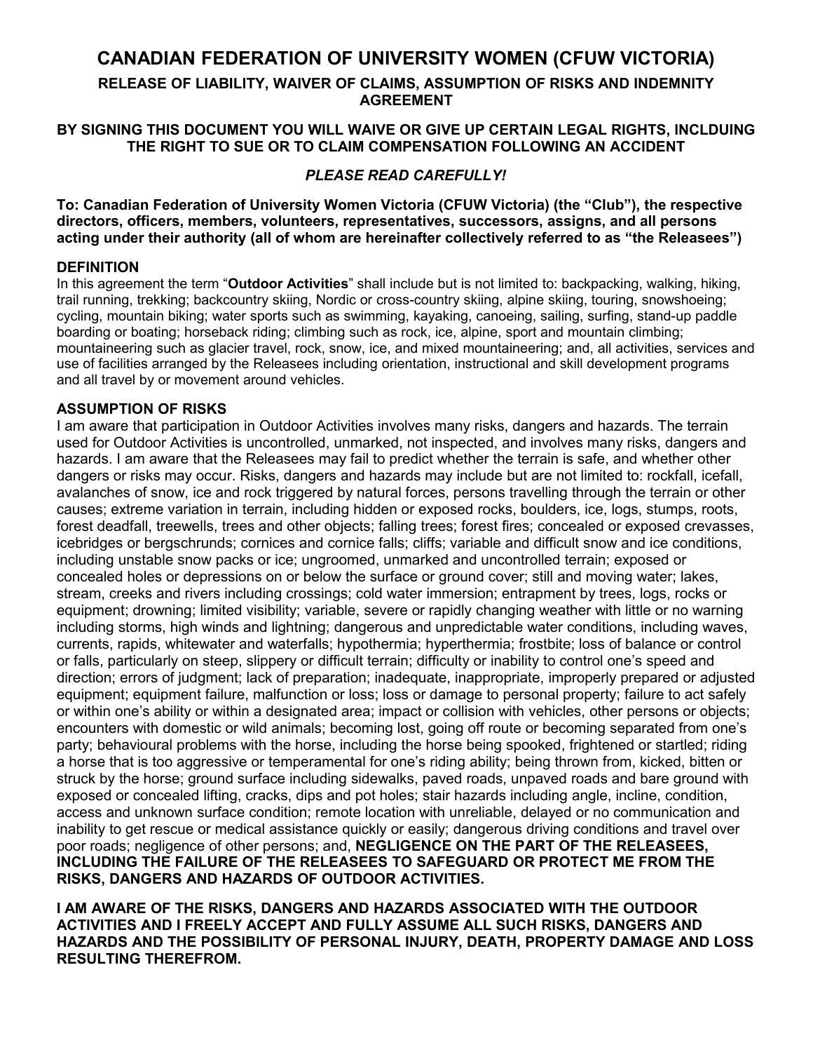# CANADIAN FEDERATION OF UNIVERSITY WOMEN (CFUW VICTORIA)

## RELEASE OF LIABILITY, WAIVER OF CLAIMS, ASSUMPTION OF RISKS AND INDEMNITY AGREEMENT

**BY SIGNING THIS DOCUMENT YOU WILL WAIVE OR GIVE UP CERTAIN LEGAL RIGHTS, INCLDUING THE RIGHT TO SUE OR TO CLAIM COMPENSATION FOLLOWING AN ACCIDENT**

***PLEASE READ CAREFULLY!***

**To: Canadian Federation of University Women Victoria (CFUW Victoria) (the "Club"), the respective directors, officers, members, volunteers, representatives, successors, assigns, and all persons acting under their authority (all of whom are hereinafter collectively referred to as "the Releasees")**

### DEFINITION

In this agreement the term "**Outdoor Activities**" shall include but is not limited to: backpacking, walking, hiking, trail running, trekking; backcountry skiing, Nordic or cross-country skiing, alpine skiing, touring, snowshoeing; cycling, mountain biking; water sports such as swimming, kayaking, canoeing, sailing, surfing, stand-up paddle boarding or boating; horseback riding; climbing such as rock, ice, alpine, sport and mountain climbing; mountaineering such as glacier travel, rock, snow, ice, and mixed mountaineering; and, all activities, services and use of facilities arranged by the Releasees including orientation, instructional and skill development programs and all travel by or movement around vehicles.

### ASSUMPTION OF RISKS

I am aware that participation in Outdoor Activities involves many risks, dangers and hazards. The terrain used for Outdoor Activities is uncontrolled, unmarked, not inspected, and involves many risks, dangers and hazards. I am aware that the Releasees may fail to predict whether the terrain is safe, and whether other dangers or risks may occur. Risks, dangers and hazards may include but are not limited to: rockfall, icefall, avalanches of snow, ice and rock triggered by natural forces, persons travelling through the terrain or other causes; extreme variation in terrain, including hidden or exposed rocks, boulders, ice, logs, stumps, roots, forest deadfall, treewells, trees and other objects; falling trees; forest fires; concealed or exposed crevasses, icebridges or bergschrunds; cornices and cornice falls; cliffs; variable and difficult snow and ice conditions, including unstable snow packs or ice; ungroomed, unmarked and uncontrolled terrain; exposed or concealed holes or depressions on or below the surface or ground cover; still and moving water; lakes, stream, creeks and rivers including crossings; cold water immersion; entrapment by trees, logs, rocks or equipment; drowning; limited visibility; variable, severe or rapidly changing weather with little or no warning including storms, high winds and lightning; dangerous and unpredictable water conditions, including waves, currents, rapids, whitewater and waterfalls; hypothermia; hyperthermia; frostbite; loss of balance or control or falls, particularly on steep, slippery or difficult terrain; difficulty or inability to control one's speed and direction; errors of judgment; lack of preparation; inadequate, inappropriate, improperly prepared or adjusted equipment; equipment failure, malfunction or loss; loss or damage to personal property; failure to act safely or within one's ability or within a designated area; impact or collision with vehicles, other persons or objects; encounters with domestic or wild animals; becoming lost, going off route or becoming separated from one's party; behavioural problems with the horse, including the horse being spooked, frightened or startled; riding a horse that is too aggressive or temperamental for one's riding ability; being thrown from, kicked, bitten or struck by the horse; ground surface including sidewalks, paved roads, unpaved roads and bare ground with exposed or concealed lifting, cracks, dips and pot holes; stair hazards including angle, incline, condition, access and unknown surface condition; remote location with unreliable, delayed or no communication and inability to get rescue or medical assistance quickly or easily; dangerous driving conditions and travel over poor roads; negligence of other persons; and, **NEGLIGENCE ON THE PART OF THE RELEASEES, INCLUDING THE FAILURE OF THE RELEASEES TO SAFEGUARD OR PROTECT ME FROM THE RISKS, DANGERS AND HAZARDS OF OUTDOOR ACTIVITIES.**

**I AM AWARE OF THE RISKS, DANGERS AND HAZARDS ASSOCIATED WITH THE OUTDOOR ACTIVITIES AND I FREELY ACCEPT AND FULLY ASSUME ALL SUCH RISKS, DANGERS AND HAZARDS AND THE POSSIBILITY OF PERSONAL INJURY, DEATH, PROPERTY DAMAGE AND LOSS RESULTING THEREFROM.**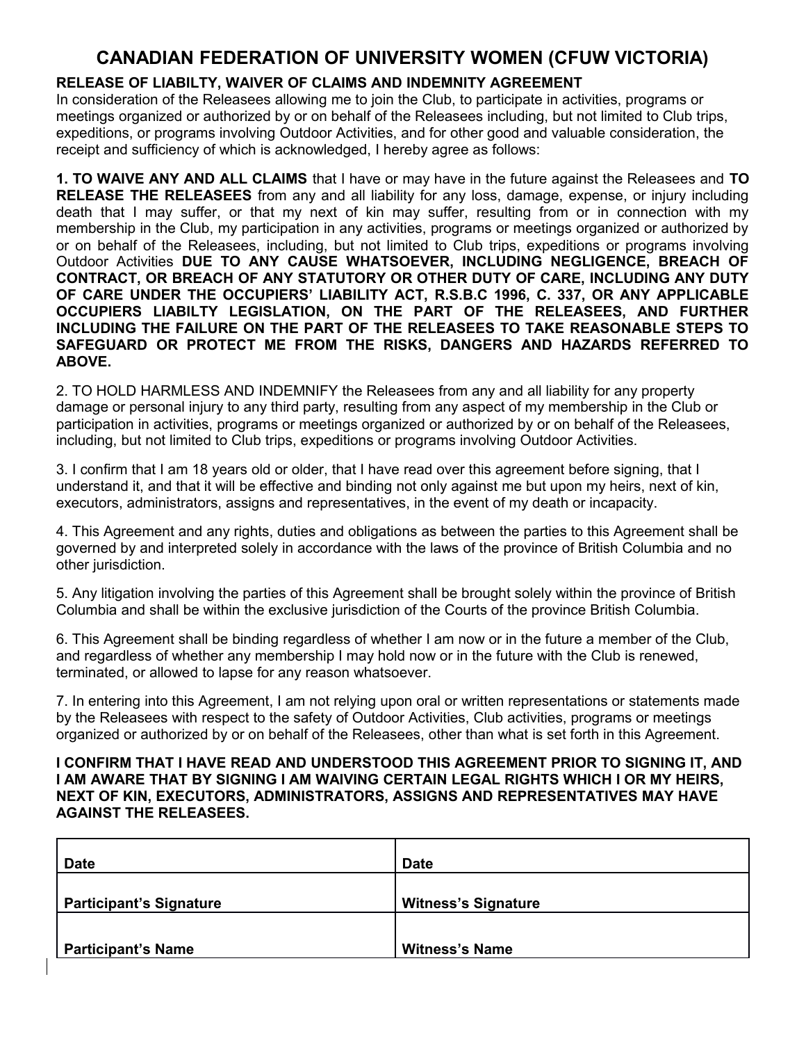# CANADIAN FEDERATION OF UNIVERSITY WOMEN (CFUW VICTORIA)

**RELEASE OF LIABILTY, WAIVER OF CLAIMS AND INDEMNITY AGREEMENT**

In consideration of the Releasees allowing me to join the Club, to participate in activities, programs or meetings organized or authorized by or on behalf of the Releasees including, but not limited to Club trips, expeditions, or programs involving Outdoor Activities, and for other good and valuable consideration, the receipt and sufficiency of which is acknowledged, I hereby agree as follows:

**1. TO WAIVE ANY AND ALL CLAIMS** that I have or may have in the future against the Releasees and **TO RELEASE THE RELEASEES** from any and all liability for any loss, damage, expense, or injury including death that I may suffer, or that my next of kin may suffer, resulting from or in connection with my membership in the Club, my participation in any activities, programs or meetings organized or authorized by or on behalf of the Releasees, including, but not limited to Club trips, expeditions or programs involving Outdoor Activities **DUE TO ANY CAUSE WHATSOEVER, INCLUDING NEGLIGENCE, BREACH OF CONTRACT, OR BREACH OF ANY STATUTORY OR OTHER DUTY OF CARE, INCLUDING ANY DUTY OF CARE UNDER THE OCCUPIERS' LIABILITY ACT, R.S.B.C 1996, C. 337, OR ANY APPLICABLE OCCUPIERS LIABILTY LEGISLATION, ON THE PART OF THE RELEASEES, AND FURTHER INCLUDING THE FAILURE ON THE PART OF THE RELEASEES TO TAKE REASONABLE STEPS TO SAFEGUARD OR PROTECT ME FROM THE RISKS, DANGERS AND HAZARDS REFERRED TO ABOVE.**

2. TO HOLD HARMLESS AND INDEMNIFY the Releasees from any and all liability for any property damage or personal injury to any third party, resulting from any aspect of my membership in the Club or participation in activities, programs or meetings organized or authorized by or on behalf of the Releasees, including, but not limited to Club trips, expeditions or programs involving Outdoor Activities.

3. I confirm that I am 18 years old or older, that I have read over this agreement before signing, that I understand it, and that it will be effective and binding not only against me but upon my heirs, next of kin, executors, administrators, assigns and representatives, in the event of my death or incapacity.

4. This Agreement and any rights, duties and obligations as between the parties to this Agreement shall be governed by and interpreted solely in accordance with the laws of the province of British Columbia and no other jurisdiction.

5. Any litigation involving the parties of this Agreement shall be brought solely within the province of British Columbia and shall be within the exclusive jurisdiction of the Courts of the province British Columbia.

6. This Agreement shall be binding regardless of whether I am now or in the future a member of the Club, and regardless of whether any membership I may hold now or in the future with the Club is renewed, terminated, or allowed to lapse for any reason whatsoever.

7. In entering into this Agreement, I am not relying upon oral or written representations or statements made by the Releasees with respect to the safety of Outdoor Activities, Club activities, programs or meetings organized or authorized by or on behalf of the Releasees, other than what is set forth in this Agreement.

**I CONFIRM THAT I HAVE READ AND UNDERSTOOD THIS AGREEMENT PRIOR TO SIGNING IT, AND I AM AWARE THAT BY SIGNING I AM WAIVING CERTAIN LEGAL RIGHTS WHICH I OR MY HEIRS, NEXT OF KIN, EXECUTORS, ADMINISTRATORS, ASSIGNS AND REPRESENTATIVES MAY HAVE AGAINST THE RELEASEES.**

| | |
|---|---|
| **Date** | **Date** |
| **Participant's Signature** | **Witness's Signature** |
| **Participant's Name** | **Witness's Name** |